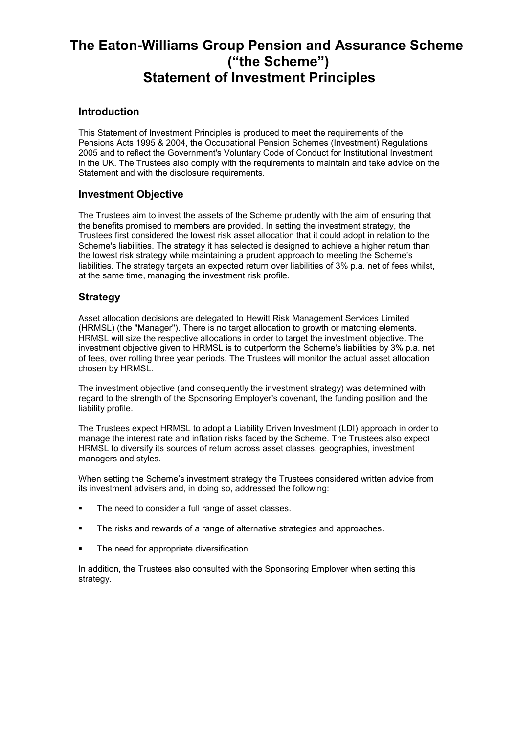# The Eaton-Williams Group Pension and Assurance Scheme ("the Scheme") Statement of Investment Principles

## Introduction

This Statement of Investment Principles is produced to meet the requirements of the Pensions Acts 1995 & 2004, the Occupational Pension Schemes (Investment) Regulations 2005 and to reflect the Government's Voluntary Code of Conduct for Institutional Investment in the UK. The Trustees also comply with the requirements to maintain and take advice on the Statement and with the disclosure requirements.

## Investment Objective

The Trustees aim to invest the assets of the Scheme prudently with the aim of ensuring that the benefits promised to members are provided. In setting the investment strategy, the Trustees first considered the lowest risk asset allocation that it could adopt in relation to the Scheme's liabilities. The strategy it has selected is designed to achieve a higher return than the lowest risk strategy while maintaining a prudent approach to meeting the Scheme's liabilities. The strategy targets an expected return over liabilities of 3% p.a. net of fees whilst, at the same time, managing the investment risk profile.

## Strategy

Asset allocation decisions are delegated to Hewitt Risk Management Services Limited (HRMSL) (the "Manager"). There is no target allocation to growth or matching elements. HRMSL will size the respective allocations in order to target the investment objective. The investment objective given to HRMSL is to outperform the Scheme's liabilities by 3% p.a. net of fees, over rolling three year periods. The Trustees will monitor the actual asset allocation chosen by HRMSL.

The investment objective (and consequently the investment strategy) was determined with regard to the strength of the Sponsoring Employer's covenant, the funding position and the liability profile.

The Trustees expect HRMSL to adopt a Liability Driven Investment (LDI) approach in order to manage the interest rate and inflation risks faced by the Scheme. The Trustees also expect HRMSL to diversify its sources of return across asset classes, geographies, investment managers and styles.

When setting the Scheme's investment strategy the Trustees considered written advice from its investment advisers and, in doing so, addressed the following:

- The need to consider a full range of asset classes.
- The risks and rewards of a range of alternative strategies and approaches.
- The need for appropriate diversification.

In addition, the Trustees also consulted with the Sponsoring Employer when setting this strategy.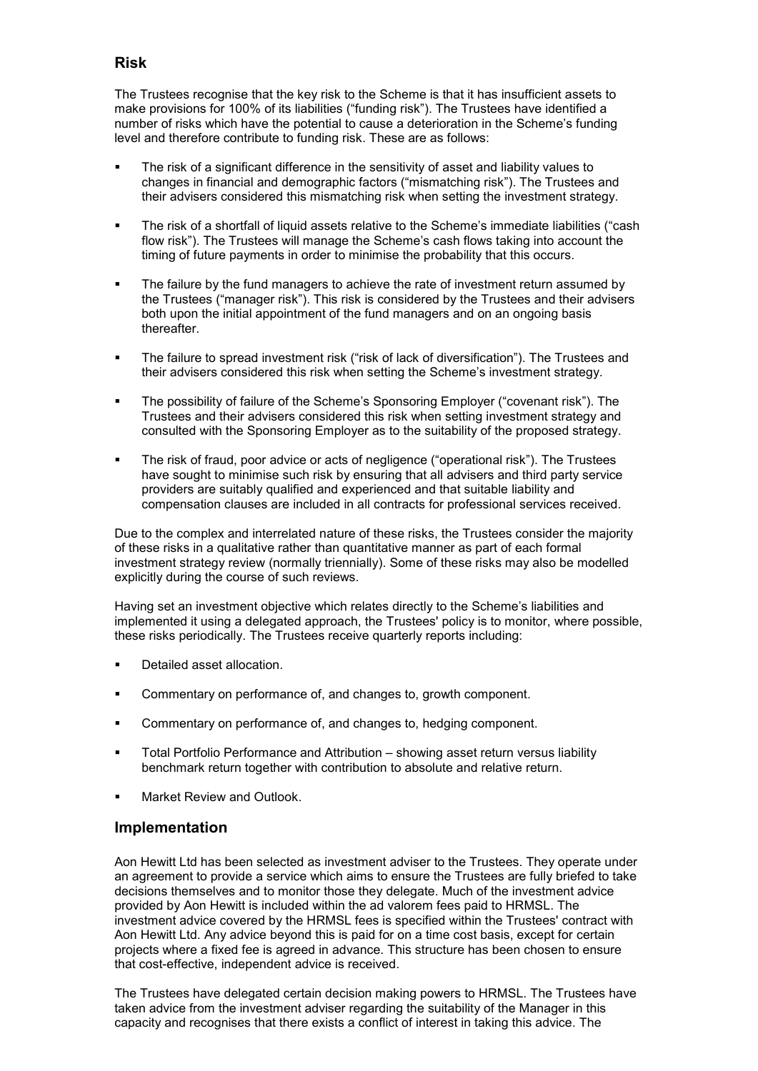## Risk

The Trustees recognise that the key risk to the Scheme is that it has insufficient assets to make provisions for 100% of its liabilities ("funding risk"). The Trustees have identified a number of risks which have the potential to cause a deterioration in the Scheme's funding level and therefore contribute to funding risk. These are as follows:

- The risk of a significant difference in the sensitivity of asset and liability values to changes in financial and demographic factors ("mismatching risk"). The Trustees and their advisers considered this mismatching risk when setting the investment strategy.
- The risk of a shortfall of liquid assets relative to the Scheme's immediate liabilities ("cash flow risk"). The Trustees will manage the Scheme's cash flows taking into account the timing of future payments in order to minimise the probability that this occurs.
- The failure by the fund managers to achieve the rate of investment return assumed by the Trustees ("manager risk"). This risk is considered by the Trustees and their advisers both upon the initial appointment of the fund managers and on an ongoing basis thereafter.
- The failure to spread investment risk ("risk of lack of diversification"). The Trustees and their advisers considered this risk when setting the Scheme's investment strategy.
- The possibility of failure of the Scheme's Sponsoring Employer ("covenant risk"). The Trustees and their advisers considered this risk when setting investment strategy and consulted with the Sponsoring Employer as to the suitability of the proposed strategy.
- The risk of fraud, poor advice or acts of negligence ("operational risk"). The Trustees have sought to minimise such risk by ensuring that all advisers and third party service providers are suitably qualified and experienced and that suitable liability and compensation clauses are included in all contracts for professional services received.

Due to the complex and interrelated nature of these risks, the Trustees consider the majority of these risks in a qualitative rather than quantitative manner as part of each formal investment strategy review (normally triennially). Some of these risks may also be modelled explicitly during the course of such reviews.

Having set an investment objective which relates directly to the Scheme's liabilities and implemented it using a delegated approach, the Trustees' policy is to monitor, where possible, these risks periodically. The Trustees receive quarterly reports including:

- Detailed asset allocation.
- Commentary on performance of, and changes to, growth component.
- Commentary on performance of, and changes to, hedging component.
- Total Portfolio Performance and Attribution – showing asset return versus liability benchmark return together with contribution to absolute and relative return.
- Market Review and Outlook.

## Implementation

Aon Hewitt Ltd has been selected as investment adviser to the Trustees. They operate under an agreement to provide a service which aims to ensure the Trustees are fully briefed to take decisions themselves and to monitor those they delegate. Much of the investment advice provided by Aon Hewitt is included within the ad valorem fees paid to HRMSL. The investment advice covered by the HRMSL fees is specified within the Trustees' contract with Aon Hewitt Ltd. Any advice beyond this is paid for on a time cost basis, except for certain projects where a fixed fee is agreed in advance. This structure has been chosen to ensure that cost-effective, independent advice is received.

The Trustees have delegated certain decision making powers to HRMSL. The Trustees have taken advice from the investment adviser regarding the suitability of the Manager in this capacity and recognises that there exists a conflict of interest in taking this advice. The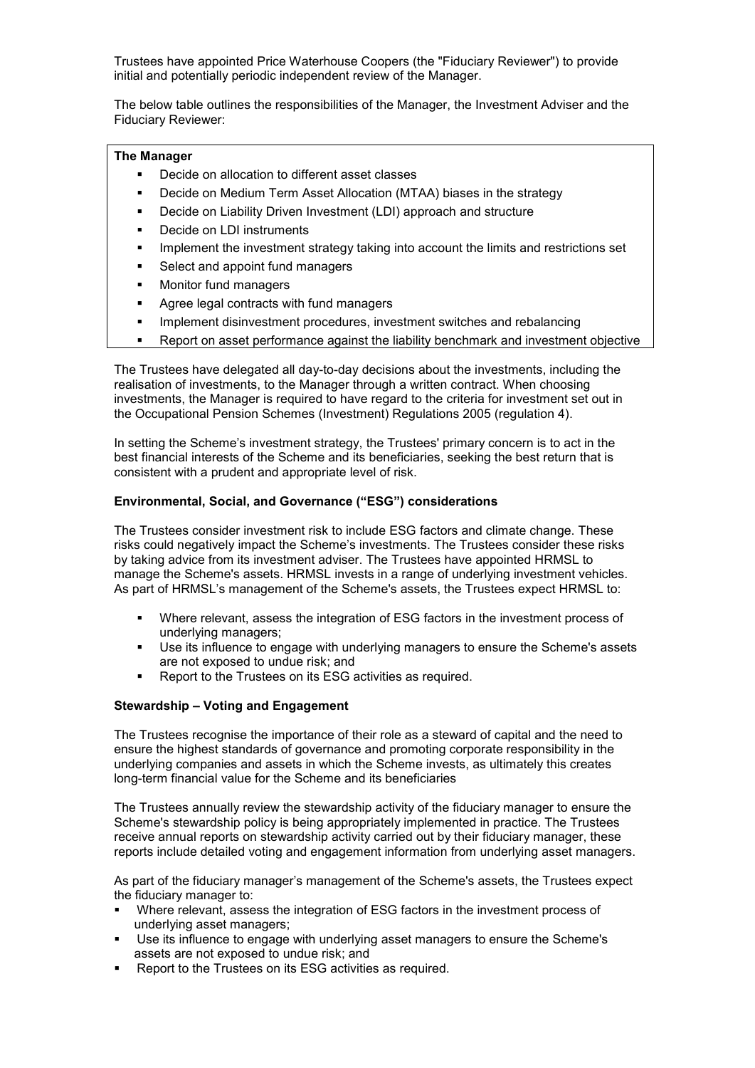Trustees have appointed Price Waterhouse Coopers (the "Fiduciary Reviewer") to provide initial and potentially periodic independent review of the Manager.

The below table outlines the responsibilities of the Manager, the Investment Adviser and the Fiduciary Reviewer:

| **The Manager** |
|---|
| ▪ Decide on allocation to different asset classes<br>▪ Decide on Medium Term Asset Allocation (MTAA) biases in the strategy<br>▪ Decide on Liability Driven Investment (LDI) approach and structure<br>▪ Decide on LDI instruments<br>▪ Implement the investment strategy taking into account the limits and restrictions set<br>▪ Select and appoint fund managers<br>▪ Monitor fund managers<br>▪ Agree legal contracts with fund managers<br>▪ Implement disinvestment procedures, investment switches and rebalancing<br>▪ Report on asset performance against the liability benchmark and investment objective |

The Trustees have delegated all day-to-day decisions about the investments, including the realisation of investments, to the Manager through a written contract. When choosing investments, the Manager is required to have regard to the criteria for investment set out in the Occupational Pension Schemes (Investment) Regulations 2005 (regulation 4).

In setting the Scheme's investment strategy, the Trustees' primary concern is to act in the best financial interests of the Scheme and its beneficiaries, seeking the best return that is consistent with a prudent and appropriate level of risk.

**Environmental, Social, and Governance ("ESG") considerations**

The Trustees consider investment risk to include ESG factors and climate change. These risks could negatively impact the Scheme's investments. The Trustees consider these risks by taking advice from its investment adviser. The Trustees have appointed HRMSL to manage the Scheme's assets. HRMSL invests in a range of underlying investment vehicles. As part of HRMSL's management of the Scheme's assets, the Trustees expect HRMSL to:

- Where relevant, assess the integration of ESG factors in the investment process of underlying managers;
- Use its influence to engage with underlying managers to ensure the Scheme's assets are not exposed to undue risk; and
- Report to the Trustees on its ESG activities as required.

**Stewardship – Voting and Engagement**

The Trustees recognise the importance of their role as a steward of capital and the need to ensure the highest standards of governance and promoting corporate responsibility in the underlying companies and assets in which the Scheme invests, as ultimately this creates long-term financial value for the Scheme and its beneficiaries

The Trustees annually review the stewardship activity of the fiduciary manager to ensure the Scheme's stewardship policy is being appropriately implemented in practice. The Trustees receive annual reports on stewardship activity carried out by their fiduciary manager, these reports include detailed voting and engagement information from underlying asset managers.

As part of the fiduciary manager's management of the Scheme's assets, the Trustees expect the fiduciary manager to:

- Where relevant, assess the integration of ESG factors in the investment process of underlying asset managers;
- Use its influence to engage with underlying asset managers to ensure the Scheme's assets are not exposed to undue risk; and
- Report to the Trustees on its ESG activities as required.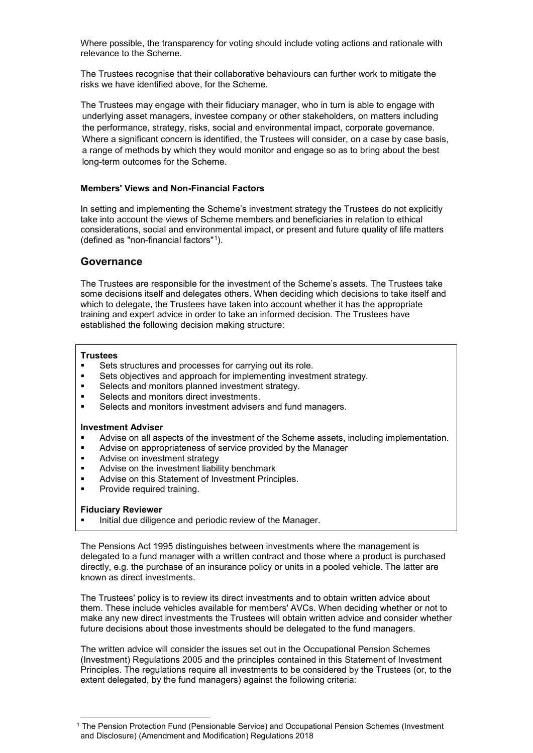Where possible, the transparency for voting should include voting actions and rationale with relevance to the Scheme.

The Trustees recognise that their collaborative behaviours can further work to mitigate the risks we have identified above, for the Scheme.

The Trustees may engage with their fiduciary manager, who in turn is able to engage with underlying asset managers, investee company or other stakeholders, on matters including the performance, strategy, risks, social and environmental impact, corporate governance. Where a significant concern is identified, the Trustees will consider, on a case by case basis, a range of methods by which they would monitor and engage so as to bring about the best long-term outcomes for the Scheme.

### Members' Views and Non-Financial Factors

In setting and implementing the Scheme's investment strategy the Trustees do not explicitly take into account the views of Scheme members and beneficiaries in relation to ethical considerations, social and environmental impact, or present and future quality of life matters (defined as "non-financial factors"[1]).

## Governance

The Trustees are responsible for the investment of the Scheme's assets. The Trustees take some decisions itself and delegates others. When deciding which decisions to take itself and which to delegate, the Trustees have taken into account whether it has the appropriate training and expert advice in order to take an informed decision. The Trustees have established the following decision making structure:

**Trustees**

- Sets structures and processes for carrying out its role.
- Sets objectives and approach for implementing investment strategy.
- Selects and monitors planned investment strategy.
- Selects and monitors direct investments.
- Selects and monitors investment advisers and fund managers.

**Investment Adviser**

- Advise on all aspects of the investment of the Scheme assets, including implementation.
- Advise on appropriateness of service provided by the Manager
- Advise on investment strategy
- Advise on the investment liability benchmark
- Advise on this Statement of Investment Principles.
- Provide required training.

**Fiduciary Reviewer**

- Initial due diligence and periodic review of the Manager.

The Pensions Act 1995 distinguishes between investments where the management is delegated to a fund manager with a written contract and those where a product is purchased directly, e.g. the purchase of an insurance policy or units in a pooled vehicle. The latter are known as direct investments.

The Trustees' policy is to review its direct investments and to obtain written advice about them. These include vehicles available for members' AVCs. When deciding whether or not to make any new direct investments the Trustees will obtain written advice and consider whether future decisions about those investments should be delegated to the fund managers.

The written advice will consider the issues set out in the Occupational Pension Schemes (Investment) Regulations 2005 and the principles contained in this Statement of Investment Principles. The regulations require all investments to be considered by the Trustees (or, to the extent delegated, by the fund managers) against the following criteria:

[1] The Pension Protection Fund (Pensionable Service) and Occupational Pension Schemes (Investment and Disclosure) (Amendment and Modification) Regulations 2018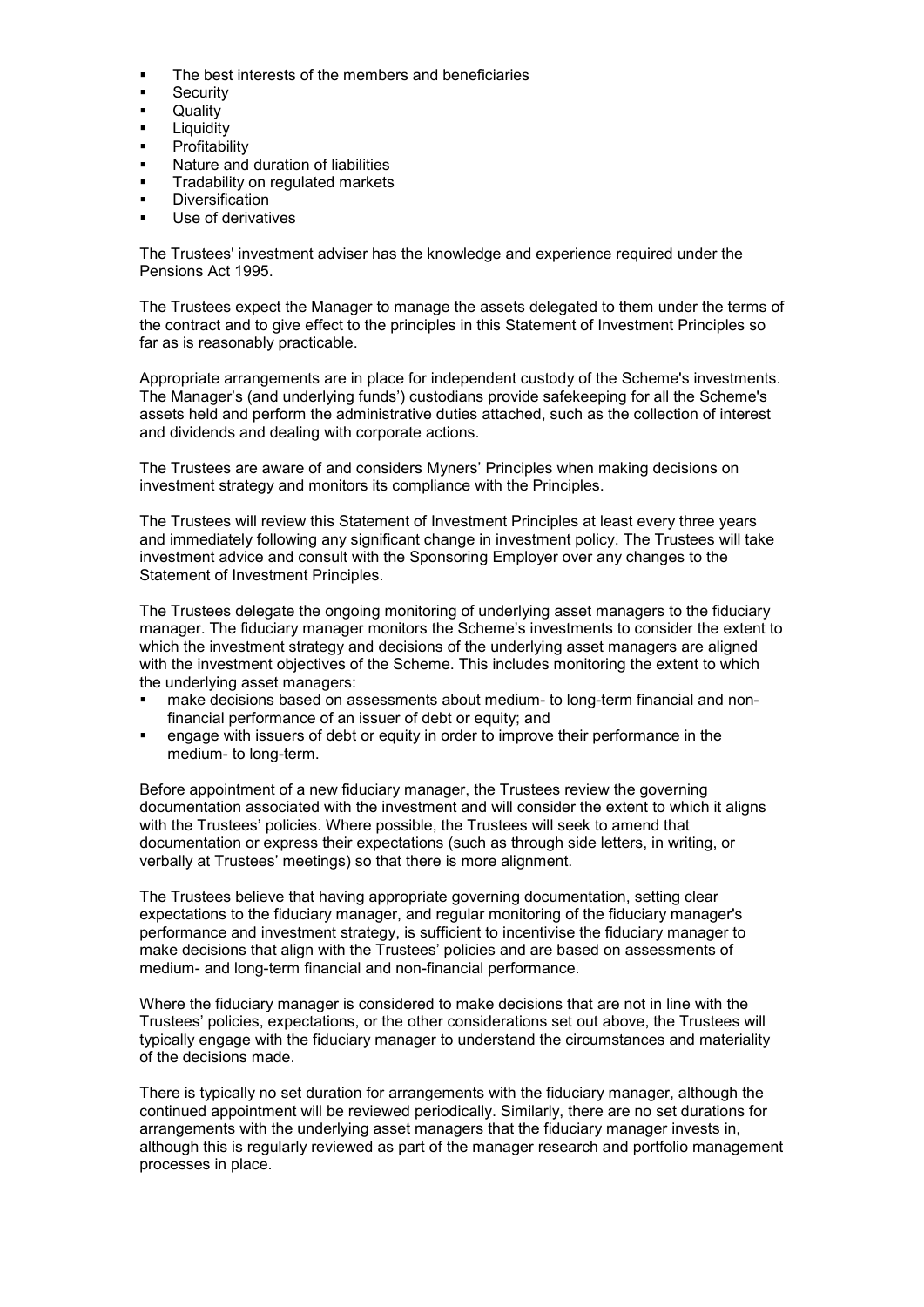- The best interests of the members and beneficiaries
- Security
- Quality
- Liquidity
- Profitability
- Nature and duration of liabilities
- Tradability on regulated markets
- Diversification
- Use of derivatives

The Trustees' investment adviser has the knowledge and experience required under the Pensions Act 1995.

The Trustees expect the Manager to manage the assets delegated to them under the terms of the contract and to give effect to the principles in this Statement of Investment Principles so far as is reasonably practicable.

Appropriate arrangements are in place for independent custody of the Scheme's investments. The Manager's (and underlying funds') custodians provide safekeeping for all the Scheme's assets held and perform the administrative duties attached, such as the collection of interest and dividends and dealing with corporate actions.

The Trustees are aware of and considers Myners' Principles when making decisions on investment strategy and monitors its compliance with the Principles.

The Trustees will review this Statement of Investment Principles at least every three years and immediately following any significant change in investment policy. The Trustees will take investment advice and consult with the Sponsoring Employer over any changes to the Statement of Investment Principles.

The Trustees delegate the ongoing monitoring of underlying asset managers to the fiduciary manager. The fiduciary manager monitors the Scheme's investments to consider the extent to which the investment strategy and decisions of the underlying asset managers are aligned with the investment objectives of the Scheme. This includes monitoring the extent to which the underlying asset managers:

- make decisions based on assessments about medium- to long-term financial and non-financial performance of an issuer of debt or equity; and
- engage with issuers of debt or equity in order to improve their performance in the medium- to long-term.

Before appointment of a new fiduciary manager, the Trustees review the governing documentation associated with the investment and will consider the extent to which it aligns with the Trustees' policies. Where possible, the Trustees will seek to amend that documentation or express their expectations (such as through side letters, in writing, or verbally at Trustees' meetings) so that there is more alignment.

The Trustees believe that having appropriate governing documentation, setting clear expectations to the fiduciary manager, and regular monitoring of the fiduciary manager's performance and investment strategy, is sufficient to incentivise the fiduciary manager to make decisions that align with the Trustees' policies and are based on assessments of medium- and long-term financial and non-financial performance.

Where the fiduciary manager is considered to make decisions that are not in line with the Trustees' policies, expectations, or the other considerations set out above, the Trustees will typically engage with the fiduciary manager to understand the circumstances and materiality of the decisions made.

There is typically no set duration for arrangements with the fiduciary manager, although the continued appointment will be reviewed periodically. Similarly, there are no set durations for arrangements with the underlying asset managers that the fiduciary manager invests in, although this is regularly reviewed as part of the manager research and portfolio management processes in place.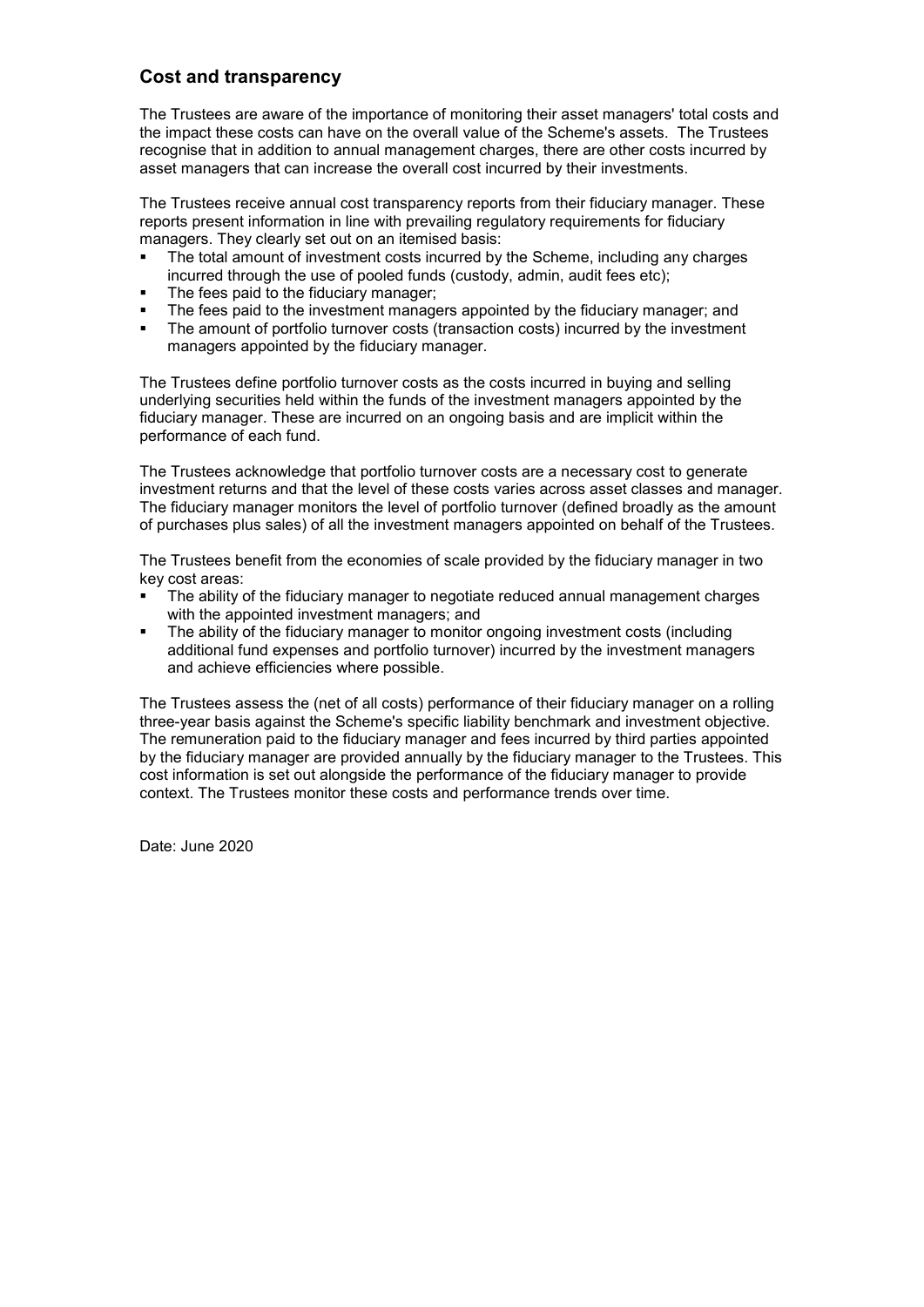## Cost and transparency

The Trustees are aware of the importance of monitoring their asset managers' total costs and the impact these costs can have on the overall value of the Scheme's assets. The Trustees recognise that in addition to annual management charges, there are other costs incurred by asset managers that can increase the overall cost incurred by their investments.

The Trustees receive annual cost transparency reports from their fiduciary manager. These reports present information in line with prevailing regulatory requirements for fiduciary managers. They clearly set out on an itemised basis:

- The total amount of investment costs incurred by the Scheme, including any charges incurred through the use of pooled funds (custody, admin, audit fees etc);
- The fees paid to the fiduciary manager;
- The fees paid to the investment managers appointed by the fiduciary manager; and
- The amount of portfolio turnover costs (transaction costs) incurred by the investment managers appointed by the fiduciary manager.

The Trustees define portfolio turnover costs as the costs incurred in buying and selling underlying securities held within the funds of the investment managers appointed by the fiduciary manager. These are incurred on an ongoing basis and are implicit within the performance of each fund.

The Trustees acknowledge that portfolio turnover costs are a necessary cost to generate investment returns and that the level of these costs varies across asset classes and manager. The fiduciary manager monitors the level of portfolio turnover (defined broadly as the amount of purchases plus sales) of all the investment managers appointed on behalf of the Trustees.

The Trustees benefit from the economies of scale provided by the fiduciary manager in two key cost areas:

- The ability of the fiduciary manager to negotiate reduced annual management charges with the appointed investment managers; and
- The ability of the fiduciary manager to monitor ongoing investment costs (including additional fund expenses and portfolio turnover) incurred by the investment managers and achieve efficiencies where possible.

The Trustees assess the (net of all costs) performance of their fiduciary manager on a rolling three-year basis against the Scheme's specific liability benchmark and investment objective. The remuneration paid to the fiduciary manager and fees incurred by third parties appointed by the fiduciary manager are provided annually by the fiduciary manager to the Trustees. This cost information is set out alongside the performance of the fiduciary manager to provide context. The Trustees monitor these costs and performance trends over time.

Date: June 2020